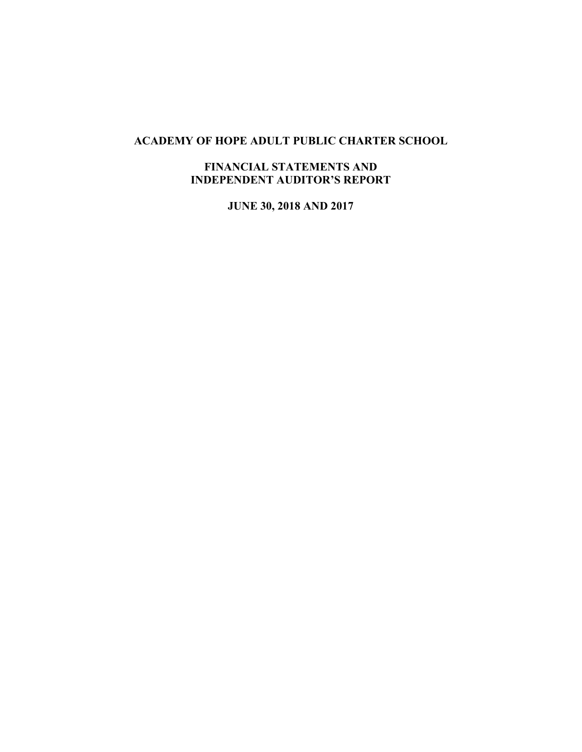# ACADEMY OF HOPE ADULT PUBLIC CHARTER SCHOOL

## FINANCIAL STATEMENTS AND INDEPENDENT AUDITOR'S REPORT

## JUNE 30, 2018 AND 2017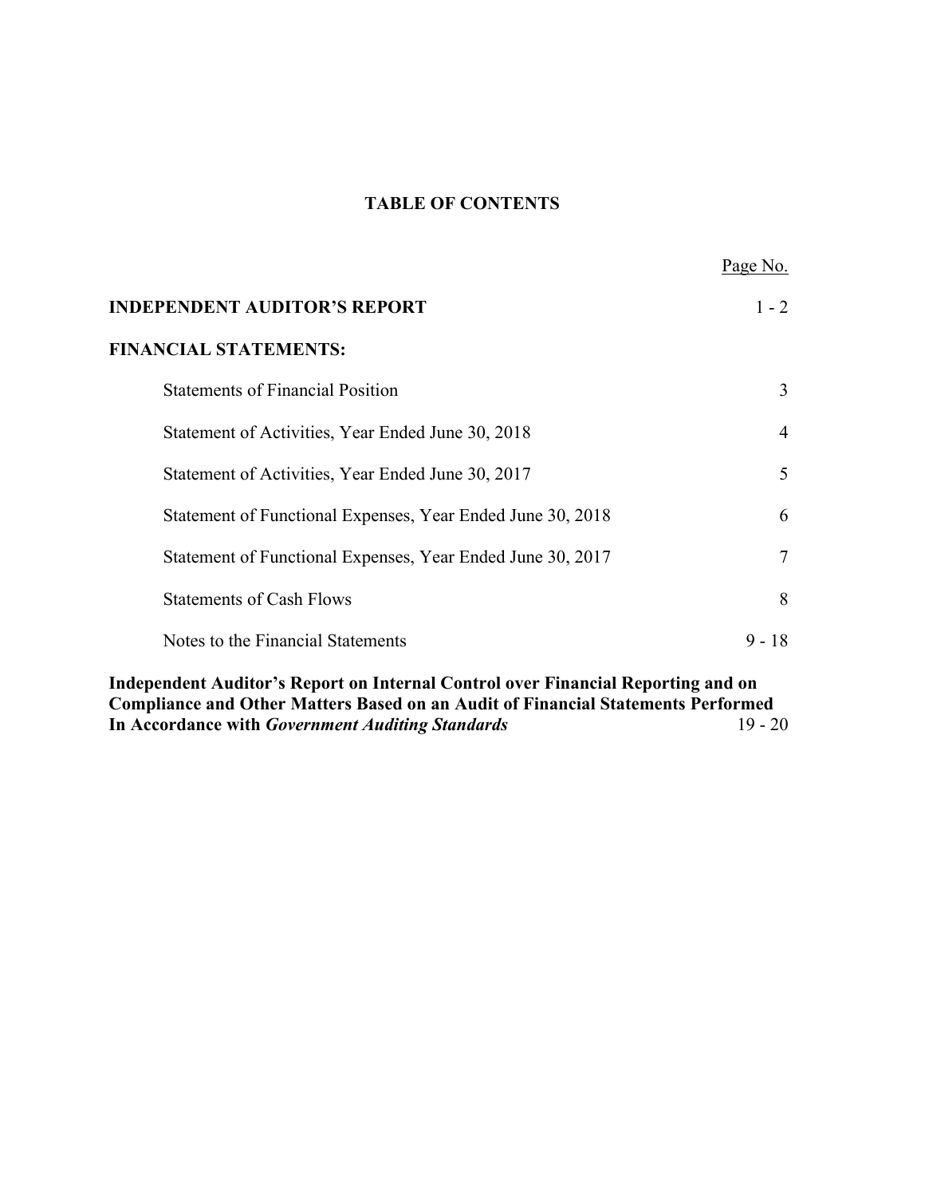# TABLE OF CONTENTS

| | Page No. |
|---|---|
| **INDEPENDENT AUDITOR'S REPORT** | 1 - 2 |
| **FINANCIAL STATEMENTS:** | |
| Statements of Financial Position | 3 |
| Statement of Activities, Year Ended June 30, 2018 | 4 |
| Statement of Activities, Year Ended June 30, 2017 | 5 |
| Statement of Functional Expenses, Year Ended June 30, 2018 | 6 |
| Statement of Functional Expenses, Year Ended June 30, 2017 | 7 |
| Statements of Cash Flows | 8 |
| Notes to the Financial Statements | 9 - 18 |
| **Independent Auditor's Report on Internal Control over Financial Reporting and on Compliance and Other Matters Based on an Audit of Financial Statements Performed In Accordance with *Government Auditing Standards*** | 19 - 20 |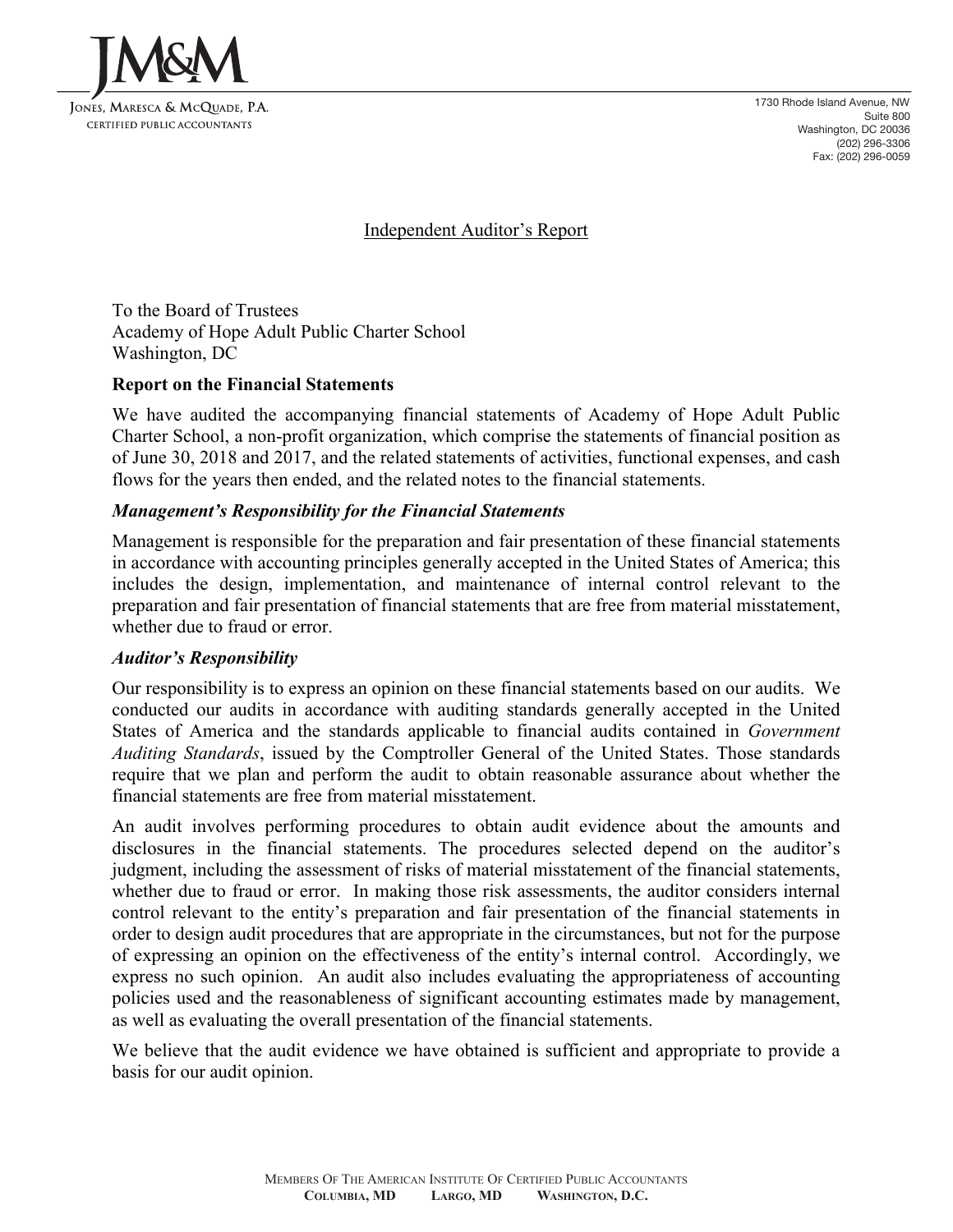JM&M

JONES, MARESCA & MCQUADE, P.A.
CERTIFIED PUBLIC ACCOUNTANTS

1730 Rhode Island Avenue, NW
Suite 800
Washington, DC 20036
(202) 296-3306
Fax: (202) 296-0059

# Independent Auditor's Report

To the Board of Trustees
Academy of Hope Adult Public Charter School
Washington, DC

## Report on the Financial Statements

We have audited the accompanying financial statements of Academy of Hope Adult Public Charter School, a non-profit organization, which comprise the statements of financial position as of June 30, 2018 and 2017, and the related statements of activities, functional expenses, and cash flows for the years then ended, and the related notes to the financial statements.

### *Management's Responsibility for the Financial Statements*

Management is responsible for the preparation and fair presentation of these financial statements in accordance with accounting principles generally accepted in the United States of America; this includes the design, implementation, and maintenance of internal control relevant to the preparation and fair presentation of financial statements that are free from material misstatement, whether due to fraud or error.

### *Auditor's Responsibility*

Our responsibility is to express an opinion on these financial statements based on our audits. We conducted our audits in accordance with auditing standards generally accepted in the United States of America and the standards applicable to financial audits contained in *Government Auditing Standards*, issued by the Comptroller General of the United States. Those standards require that we plan and perform the audit to obtain reasonable assurance about whether the financial statements are free from material misstatement.

An audit involves performing procedures to obtain audit evidence about the amounts and disclosures in the financial statements. The procedures selected depend on the auditor's judgment, including the assessment of risks of material misstatement of the financial statements, whether due to fraud or error. In making those risk assessments, the auditor considers internal control relevant to the entity's preparation and fair presentation of the financial statements in order to design audit procedures that are appropriate in the circumstances, but not for the purpose of expressing an opinion on the effectiveness of the entity's internal control. Accordingly, we express no such opinion. An audit also includes evaluating the appropriateness of accounting policies used and the reasonableness of significant accounting estimates made by management, as well as evaluating the overall presentation of the financial statements.

We believe that the audit evidence we have obtained is sufficient and appropriate to provide a basis for our audit opinion.

MEMBERS OF THE AMERICAN INSTITUTE OF CERTIFIED PUBLIC ACCOUNTANTS
**COLUMBIA, MD LARGO, MD WASHINGTON, D.C.**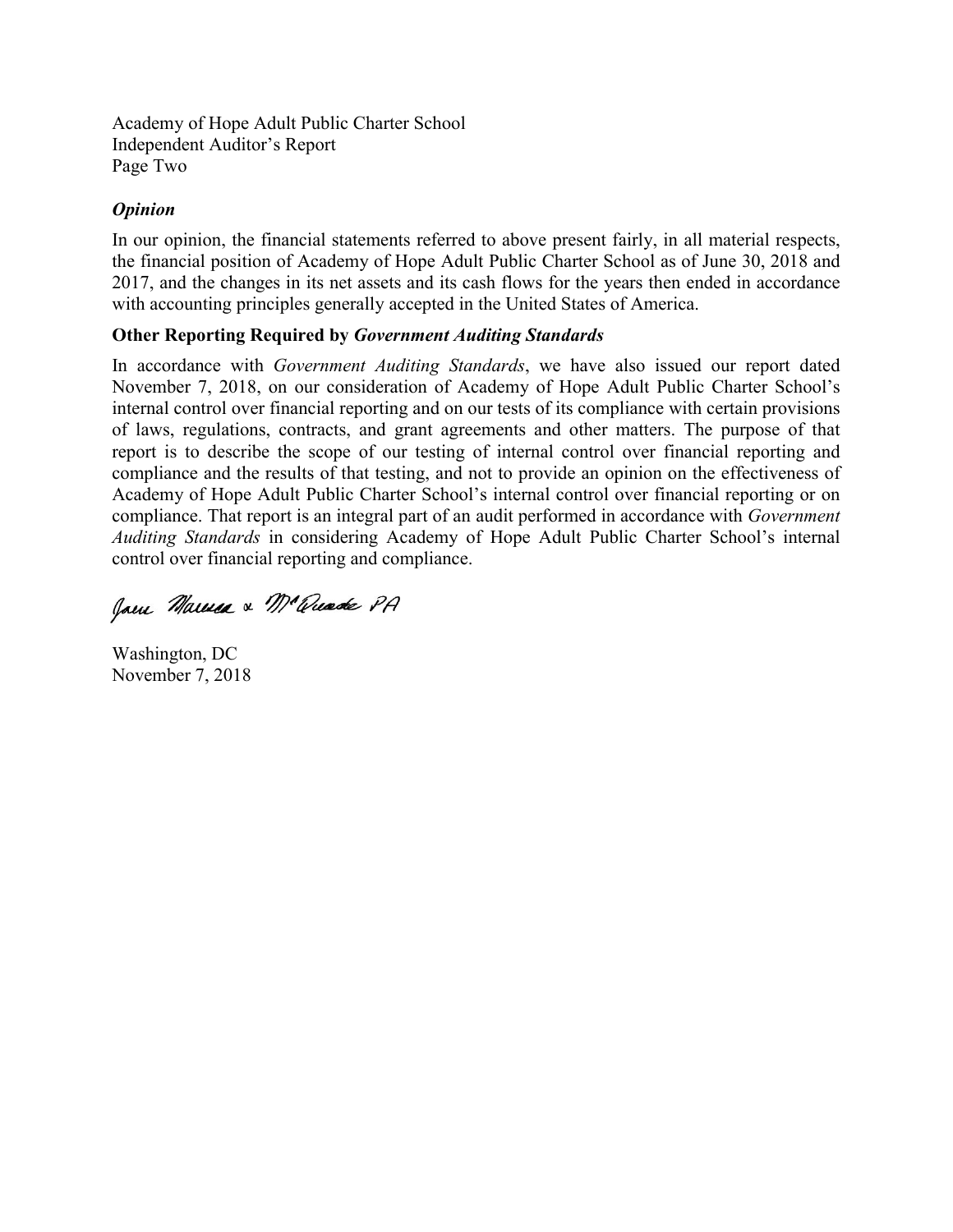Academy of Hope Adult Public Charter School
Independent Auditor's Report
Page Two

### *Opinion*

In our opinion, the financial statements referred to above present fairly, in all material respects, the financial position of Academy of Hope Adult Public Charter School as of June 30, 2018 and 2017, and the changes in its net assets and its cash flows for the years then ended in accordance with accounting principles generally accepted in the United States of America.

### Other Reporting Required by *Government Auditing Standards*

In accordance with *Government Auditing Standards*, we have also issued our report dated November 7, 2018, on our consideration of Academy of Hope Adult Public Charter School's internal control over financial reporting and on our tests of its compliance with certain provisions of laws, regulations, contracts, and grant agreements and other matters. The purpose of that report is to describe the scope of our testing of internal control over financial reporting and compliance and the results of that testing, and not to provide an opinion on the effectiveness of Academy of Hope Adult Public Charter School's internal control over financial reporting or on compliance. That report is an integral part of an audit performed in accordance with *Government Auditing Standards* in considering Academy of Hope Adult Public Charter School's internal control over financial reporting and compliance.

Jones Maresca & McQuade PA

Washington, DC
November 7, 2018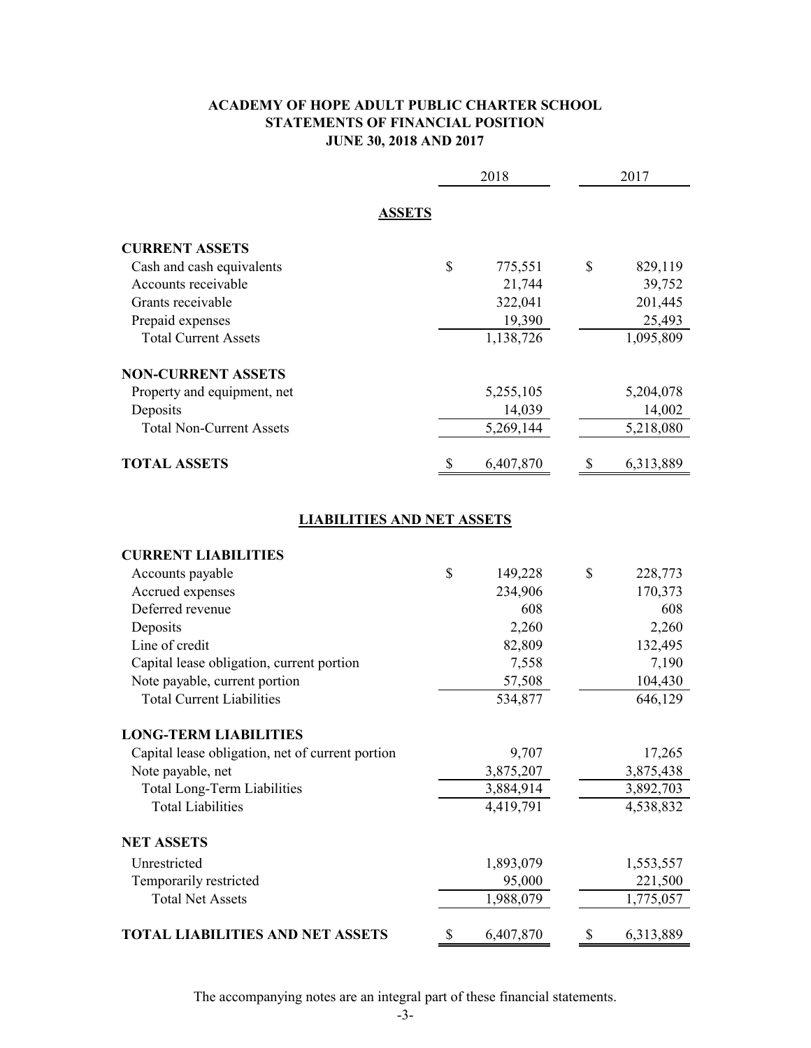# ACADEMY OF HOPE ADULT PUBLIC CHARTER SCHOOL
## STATEMENTS OF FINANCIAL POSITION
### JUNE 30, 2018 AND 2017

| | 2018 | 2017 |
|---|---|---|
| **ASSETS** | | |
| **CURRENT ASSETS** | | |
| Cash and cash equivalents | $ 775,551 | $ 829,119 |
| Accounts receivable | 21,744 | 39,752 |
| Grants receivable | 322,041 | 201,445 |
| Prepaid expenses | 19,390 | 25,493 |
| Total Current Assets | 1,138,726 | 1,095,809 |
| **NON-CURRENT ASSETS** | | |
| Property and equipment, net | 5,255,105 | 5,204,078 |
| Deposits | 14,039 | 14,002 |
| Total Non-Current Assets | 5,269,144 | 5,218,080 |
| **TOTAL ASSETS** | $ 6,407,870 | $ 6,313,889 |
| **LIABILITIES AND NET ASSETS** | | |
| **CURRENT LIABILITIES** | | |
| Accounts payable | $ 149,228 | $ 228,773 |
| Accrued expenses | 234,906 | 170,373 |
| Deferred revenue | 608 | 608 |
| Deposits | 2,260 | 2,260 |
| Line of credit | 82,809 | 132,495 |
| Capital lease obligation, current portion | 7,558 | 7,190 |
| Note payable, current portion | 57,508 | 104,430 |
| Total Current Liabilities | 534,877 | 646,129 |
| **LONG-TERM LIABILITIES** | | |
| Capital lease obligation, net of current portion | 9,707 | 17,265 |
| Note payable, net | 3,875,207 | 3,875,438 |
| Total Long-Term Liabilities | 3,884,914 | 3,892,703 |
| Total Liabilities | 4,419,791 | 4,538,832 |
| **NET ASSETS** | | |
| Unrestricted | 1,893,079 | 1,553,557 |
| Temporarily restricted | 95,000 | 221,500 |
| Total Net Assets | 1,988,079 | 1,775,057 |
| **TOTAL LIABILITIES AND NET ASSETS** | $ 6,407,870 | $ 6,313,889 |

The accompanying notes are an integral part of these financial statements.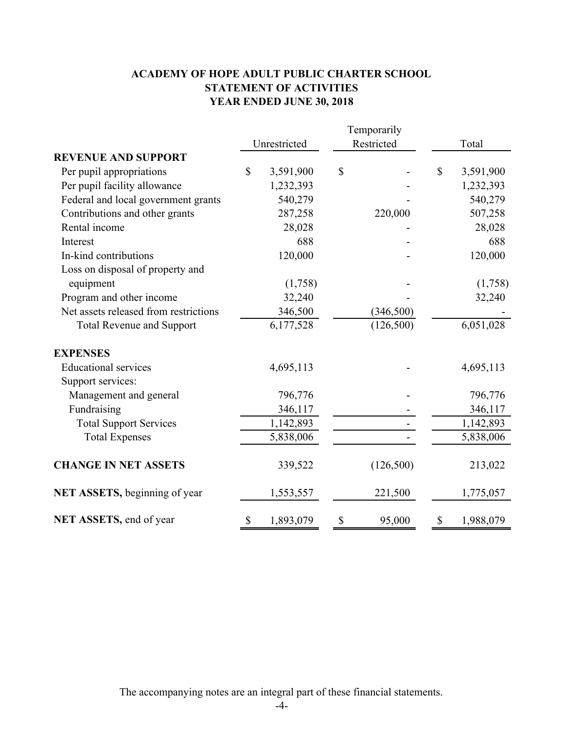# ACADEMY OF HOPE ADULT PUBLIC CHARTER SCHOOL
## STATEMENT OF ACTIVITIES
### YEAR ENDED JUNE 30, 2018

| | Unrestricted | Temporarily Restricted | Total |
|---|---|---|---|
| **REVENUE AND SUPPORT** | | | |
| Per pupil appropriations | $ 3,591,900 | $ - | $ 3,591,900 |
| Per pupil facility allowance | 1,232,393 | - | 1,232,393 |
| Federal and local government grants | 540,279 | - | 540,279 |
| Contributions and other grants | 287,258 | 220,000 | 507,258 |
| Rental income | 28,028 | - | 28,028 |
| Interest | 688 | - | 688 |
| In-kind contributions | 120,000 | - | 120,000 |
| Loss on disposal of property and equipment | (1,758) | - | (1,758) |
| Program and other income | 32,240 | - | 32,240 |
| Net assets released from restrictions | 346,500 | (346,500) | - |
| Total Revenue and Support | 6,177,528 | (126,500) | 6,051,028 |
| **EXPENSES** | | | |
| Educational services | 4,695,113 | - | 4,695,113 |
| Support services: | | | |
| Management and general | 796,776 | - | 796,776 |
| Fundraising | 346,117 | - | 346,117 |
| Total Support Services | 1,142,893 | - | 1,142,893 |
| Total Expenses | 5,838,006 | - | 5,838,006 |
| **CHANGE IN NET ASSETS** | 339,522 | (126,500) | 213,022 |
| **NET ASSETS,** beginning of year | 1,553,557 | 221,500 | 1,775,057 |
| **NET ASSETS,** end of year | $ 1,893,079 | $ 95,000 | $ 1,988,079 |

The accompanying notes are an integral part of these financial statements.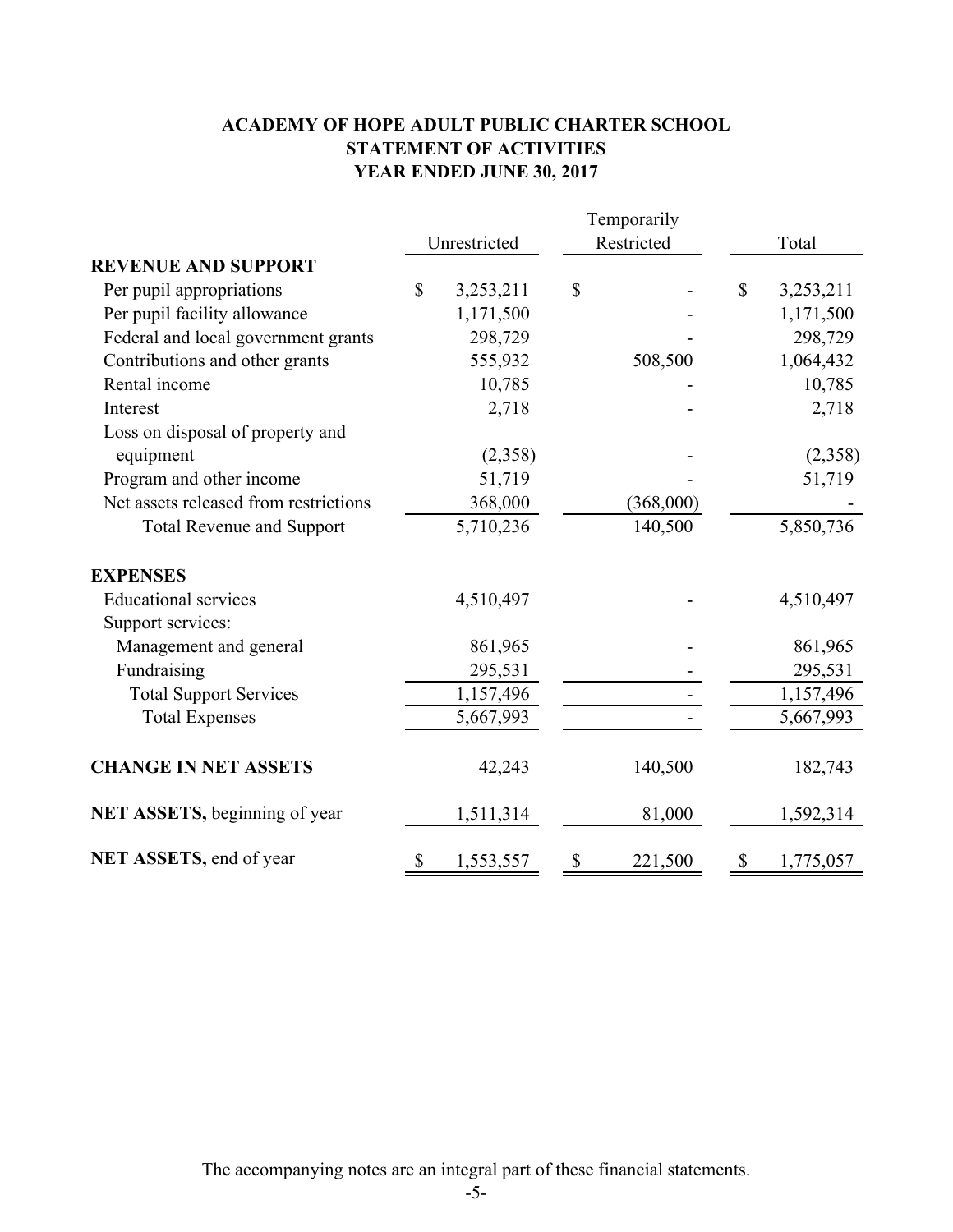# ACADEMY OF HOPE ADULT PUBLIC CHARTER SCHOOL
## STATEMENT OF ACTIVITIES
## YEAR ENDED JUNE 30, 2017

| | Unrestricted | Temporarily Restricted | Total |
|---|---|---|---|
| **REVENUE AND SUPPORT** | | | |
| Per pupil appropriations | $ 3,253,211 | $ - | $ 3,253,211 |
| Per pupil facility allowance | 1,171,500 | - | 1,171,500 |
| Federal and local government grants | 298,729 | - | 298,729 |
| Contributions and other grants | 555,932 | 508,500 | 1,064,432 |
| Rental income | 10,785 | - | 10,785 |
| Interest | 2,718 | - | 2,718 |
| Loss on disposal of property and equipment | (2,358) | - | (2,358) |
| Program and other income | 51,719 | - | 51,719 |
| Net assets released from restrictions | 368,000 | (368,000) | - |
| Total Revenue and Support | 5,710,236 | 140,500 | 5,850,736 |
| **EXPENSES** | | | |
| Educational services | 4,510,497 | - | 4,510,497 |
| Support services: | | | |
| Management and general | 861,965 | - | 861,965 |
| Fundraising | 295,531 | - | 295,531 |
| Total Support Services | 1,157,496 | - | 1,157,496 |
| Total Expenses | 5,667,993 | - | 5,667,993 |
| **CHANGE IN NET ASSETS** | 42,243 | 140,500 | 182,743 |
| **NET ASSETS,** beginning of year | 1,511,314 | 81,000 | 1,592,314 |
| **NET ASSETS,** end of year | $ 1,553,557 | $ 221,500 | $ 1,775,057 |

The accompanying notes are an integral part of these financial statements.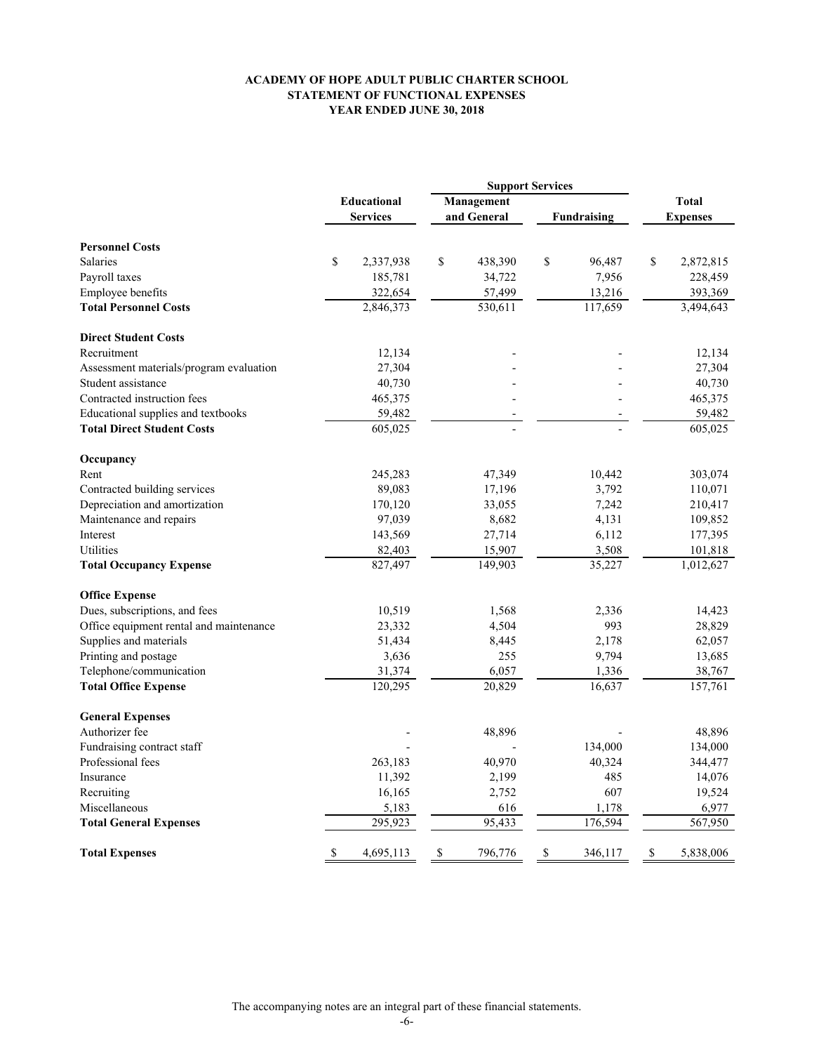**ACADEMY OF HOPE ADULT PUBLIC CHARTER SCHOOL**
**STATEMENT OF FUNCTIONAL EXPENSES**
**YEAR ENDED JUNE 30, 2018**

| | Educational Services | Support Services | | Total Expenses |
|---|---|---|---|---|
| | | Management and General | Fundraising | |
| **Personnel Costs** | | | | |
| Salaries | $ 2,337,938 | $ 438,390 | $ 96,487 | $ 2,872,815 |
| Payroll taxes | 185,781 | 34,722 | 7,956 | 228,459 |
| Employee benefits | 322,654 | 57,499 | 13,216 | 393,369 |
| **Total Personnel Costs** | 2,846,373 | 530,611 | 117,659 | 3,494,643 |
| **Direct Student Costs** | | | | |
| Recruitment | 12,134 | - | - | 12,134 |
| Assessment materials/program evaluation | 27,304 | - | - | 27,304 |
| Student assistance | 40,730 | - | - | 40,730 |
| Contracted instruction fees | 465,375 | - | - | 465,375 |
| Educational supplies and textbooks | 59,482 | - | - | 59,482 |
| **Total Direct Student Costs** | 605,025 | - | - | 605,025 |
| **Occupancy** | | | | |
| Rent | 245,283 | 47,349 | 10,442 | 303,074 |
| Contracted building services | 89,083 | 17,196 | 3,792 | 110,071 |
| Depreciation and amortization | 170,120 | 33,055 | 7,242 | 210,417 |
| Maintenance and repairs | 97,039 | 8,682 | 4,131 | 109,852 |
| Interest | 143,569 | 27,714 | 6,112 | 177,395 |
| Utilities | 82,403 | 15,907 | 3,508 | 101,818 |
| **Total Occupancy Expense** | 827,497 | 149,903 | 35,227 | 1,012,627 |
| **Office Expense** | | | | |
| Dues, subscriptions, and fees | 10,519 | 1,568 | 2,336 | 14,423 |
| Office equipment rental and maintenance | 23,332 | 4,504 | 993 | 28,829 |
| Supplies and materials | 51,434 | 8,445 | 2,178 | 62,057 |
| Printing and postage | 3,636 | 255 | 9,794 | 13,685 |
| Telephone/communication | 31,374 | 6,057 | 1,336 | 38,767 |
| **Total Office Expense** | 120,295 | 20,829 | 16,637 | 157,761 |
| **General Expenses** | | | | |
| Authorizer fee | - | 48,896 | - | 48,896 |
| Fundraising contract staff | - | - | 134,000 | 134,000 |
| Professional fees | 263,183 | 40,970 | 40,324 | 344,477 |
| Insurance | 11,392 | 2,199 | 485 | 14,076 |
| Recruiting | 16,165 | 2,752 | 607 | 19,524 |
| Miscellaneous | 5,183 | 616 | 1,178 | 6,977 |
| **Total General Expenses** | 295,923 | 95,433 | 176,594 | 567,950 |
| **Total Expenses** | $ 4,695,113 | $ 796,776 | $ 346,117 | $ 5,838,006 |

The accompanying notes are an integral part of these financial statements.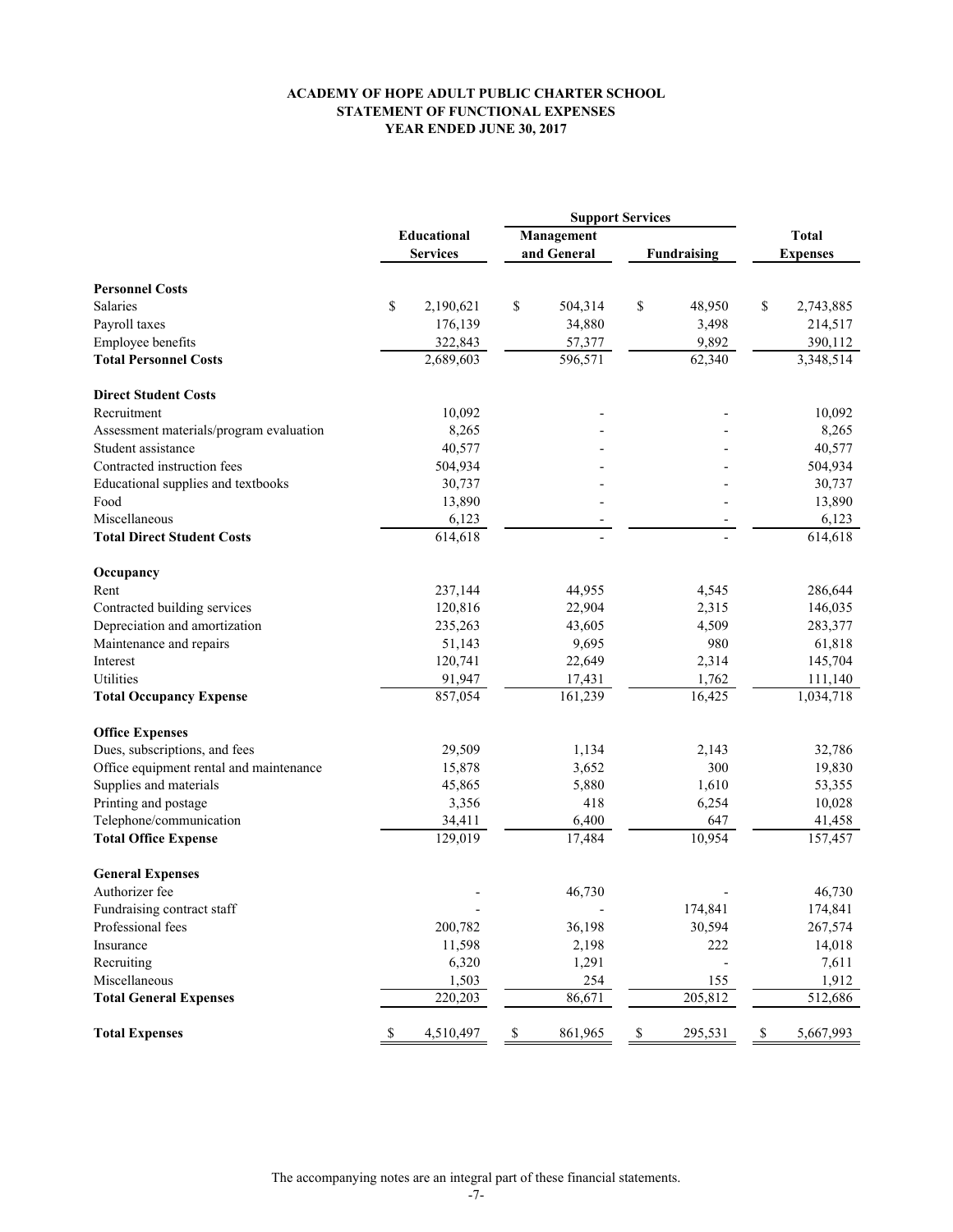# ACADEMY OF HOPE ADULT PUBLIC CHARTER SCHOOL
## STATEMENT OF FUNCTIONAL EXPENSES
### YEAR ENDED JUNE 30, 2017

| | Educational Services | Support Services | | Total Expenses |
|---|---|---|---|---|
| | | Management and General | Fundraising | |
| **Personnel Costs** | | | | |
| Salaries | $ 2,190,621 | $ 504,314 | $ 48,950 | $ 2,743,885 |
| Payroll taxes | 176,139 | 34,880 | 3,498 | 214,517 |
| Employee benefits | 322,843 | 57,377 | 9,892 | 390,112 |
| **Total Personnel Costs** | 2,689,603 | 596,571 | 62,340 | 3,348,514 |
| **Direct Student Costs** | | | | |
| Recruitment | 10,092 | - | - | 10,092 |
| Assessment materials/program evaluation | 8,265 | - | - | 8,265 |
| Student assistance | 40,577 | - | - | 40,577 |
| Contracted instruction fees | 504,934 | - | - | 504,934 |
| Educational supplies and textbooks | 30,737 | - | - | 30,737 |
| Food | 13,890 | - | - | 13,890 |
| Miscellaneous | 6,123 | - | - | 6,123 |
| **Total Direct Student Costs** | 614,618 | - | - | 614,618 |
| **Occupancy** | | | | |
| Rent | 237,144 | 44,955 | 4,545 | 286,644 |
| Contracted building services | 120,816 | 22,904 | 2,315 | 146,035 |
| Depreciation and amortization | 235,263 | 43,605 | 4,509 | 283,377 |
| Maintenance and repairs | 51,143 | 9,695 | 980 | 61,818 |
| Interest | 120,741 | 22,649 | 2,314 | 145,704 |
| Utilities | 91,947 | 17,431 | 1,762 | 111,140 |
| **Total Occupancy Expense** | 857,054 | 161,239 | 16,425 | 1,034,718 |
| **Office Expenses** | | | | |
| Dues, subscriptions, and fees | 29,509 | 1,134 | 2,143 | 32,786 |
| Office equipment rental and maintenance | 15,878 | 3,652 | 300 | 19,830 |
| Supplies and materials | 45,865 | 5,880 | 1,610 | 53,355 |
| Printing and postage | 3,356 | 418 | 6,254 | 10,028 |
| Telephone/communication | 34,411 | 6,400 | 647 | 41,458 |
| **Total Office Expense** | 129,019 | 17,484 | 10,954 | 157,457 |
| **General Expenses** | | | | |
| Authorizer fee | - | 46,730 | - | 46,730 |
| Fundraising contract staff | - | - | 174,841 | 174,841 |
| Professional fees | 200,782 | 36,198 | 30,594 | 267,574 |
| Insurance | 11,598 | 2,198 | 222 | 14,018 |
| Recruiting | 6,320 | 1,291 | - | 7,611 |
| Miscellaneous | 1,503 | 254 | 155 | 1,912 |
| **Total General Expenses** | 220,203 | 86,671 | 205,812 | 512,686 |
| **Total Expenses** | $ 4,510,497 | $ 861,965 | $ 295,531 | $ 5,667,993 |

The accompanying notes are an integral part of these financial statements.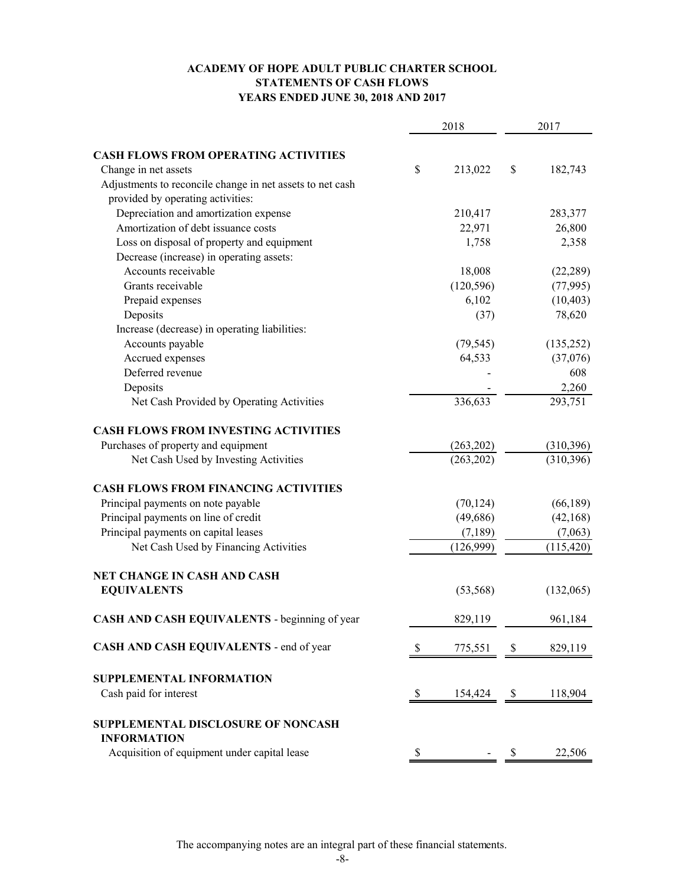# ACADEMY OF HOPE ADULT PUBLIC CHARTER SCHOOL
## STATEMENTS OF CASH FLOWS
### YEARS ENDED JUNE 30, 2018 AND 2017

| | 2018 | 2017 |
|---|---|---|
| **CASH FLOWS FROM OPERATING ACTIVITIES** | | |
| Change in net assets | $ 213,022 | $ 182,743 |
| Adjustments to reconcile change in net assets to net cash provided by operating activities: | | |
| Depreciation and amortization expense | 210,417 | 283,377 |
| Amortization of debt issuance costs | 22,971 | 26,800 |
| Loss on disposal of property and equipment | 1,758 | 2,358 |
| Decrease (increase) in operating assets: | | |
| Accounts receivable | 18,008 | (22,289) |
| Grants receivable | (120,596) | (77,995) |
| Prepaid expenses | 6,102 | (10,403) |
| Deposits | (37) | 78,620 |
| Increase (decrease) in operating liabilities: | | |
| Accounts payable | (79,545) | (135,252) |
| Accrued expenses | 64,533 | (37,076) |
| Deferred revenue | - | 608 |
| Deposits | - | 2,260 |
| Net Cash Provided by Operating Activities | 336,633 | 293,751 |
| **CASH FLOWS FROM INVESTING ACTIVITIES** | | |
| Purchases of property and equipment | (263,202) | (310,396) |
| Net Cash Used by Investing Activities | (263,202) | (310,396) |
| **CASH FLOWS FROM FINANCING ACTIVITIES** | | |
| Principal payments on note payable | (70,124) | (66,189) |
| Principal payments on line of credit | (49,686) | (42,168) |
| Principal payments on capital leases | (7,189) | (7,063) |
| Net Cash Used by Financing Activities | (126,999) | (115,420) |
| **NET CHANGE IN CASH AND CASH EQUIVALENTS** | (53,568) | (132,065) |
| **CASH AND CASH EQUIVALENTS** - beginning of year | 829,119 | 961,184 |
| **CASH AND CASH EQUIVALENTS** - end of year | $ 775,551 | $ 829,119 |
| **SUPPLEMENTAL INFORMATION** | | |
| Cash paid for interest | $ 154,424 | $ 118,904 |
| **SUPPLEMENTAL DISCLOSURE OF NONCASH INFORMATION** | | |
| Acquisition of equipment under capital lease | $ - | $ 22,506 |

The accompanying notes are an integral part of these financial statements.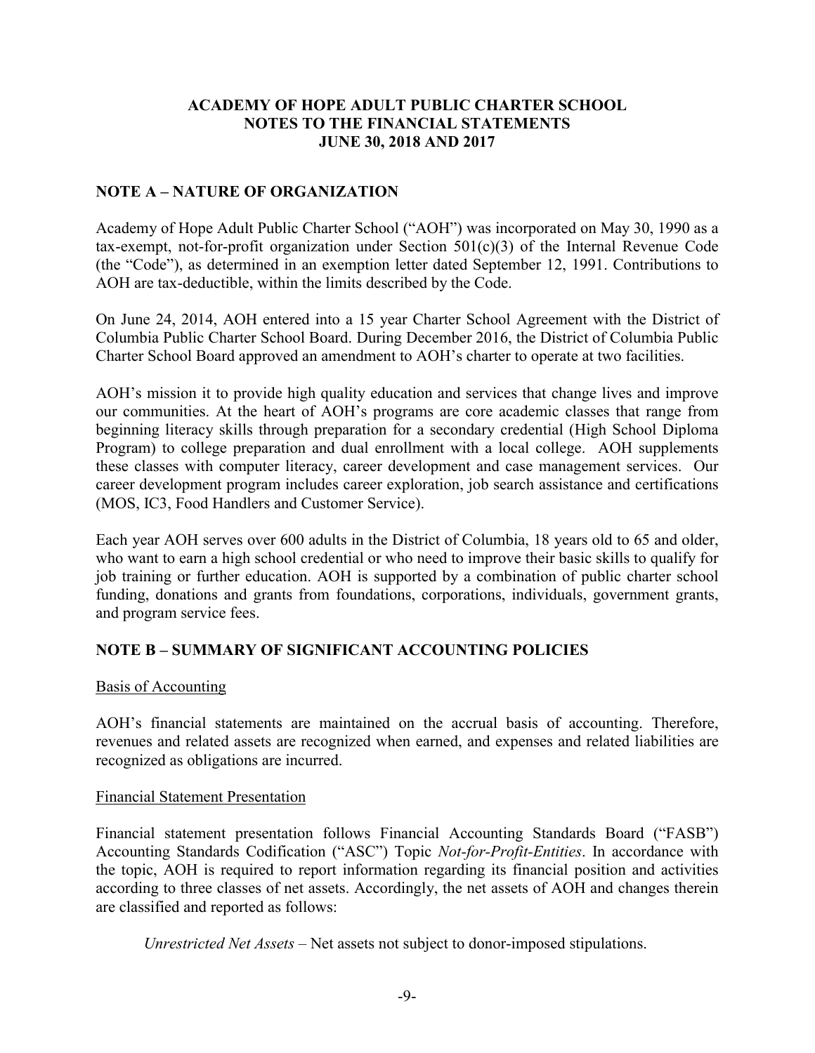**ACADEMY OF HOPE ADULT PUBLIC CHARTER SCHOOL**
**NOTES TO THE FINANCIAL STATEMENTS**
**JUNE 30, 2018 AND 2017**

## NOTE A – NATURE OF ORGANIZATION

Academy of Hope Adult Public Charter School ("AOH") was incorporated on May 30, 1990 as a tax-exempt, not-for-profit organization under Section 501(c)(3) of the Internal Revenue Code (the "Code"), as determined in an exemption letter dated September 12, 1991. Contributions to AOH are tax-deductible, within the limits described by the Code.

On June 24, 2014, AOH entered into a 15 year Charter School Agreement with the District of Columbia Public Charter School Board. During December 2016, the District of Columbia Public Charter School Board approved an amendment to AOH's charter to operate at two facilities.

AOH's mission it to provide high quality education and services that change lives and improve our communities. At the heart of AOH's programs are core academic classes that range from beginning literacy skills through preparation for a secondary credential (High School Diploma Program) to college preparation and dual enrollment with a local college. AOH supplements these classes with computer literacy, career development and case management services. Our career development program includes career exploration, job search assistance and certifications (MOS, IC3, Food Handlers and Customer Service).

Each year AOH serves over 600 adults in the District of Columbia, 18 years old to 65 and older, who want to earn a high school credential or who need to improve their basic skills to qualify for job training or further education. AOH is supported by a combination of public charter school funding, donations and grants from foundations, corporations, individuals, government grants, and program service fees.

## NOTE B – SUMMARY OF SIGNIFICANT ACCOUNTING POLICIES

Basis of Accounting

AOH's financial statements are maintained on the accrual basis of accounting. Therefore, revenues and related assets are recognized when earned, and expenses and related liabilities are recognized as obligations are incurred.

Financial Statement Presentation

Financial statement presentation follows Financial Accounting Standards Board ("FASB") Accounting Standards Codification ("ASC") Topic *Not-for-Profit-Entities*. In accordance with the topic, AOH is required to report information regarding its financial position and activities according to three classes of net assets. Accordingly, the net assets of AOH and changes therein are classified and reported as follows:

*Unrestricted Net Assets* – Net assets not subject to donor-imposed stipulations.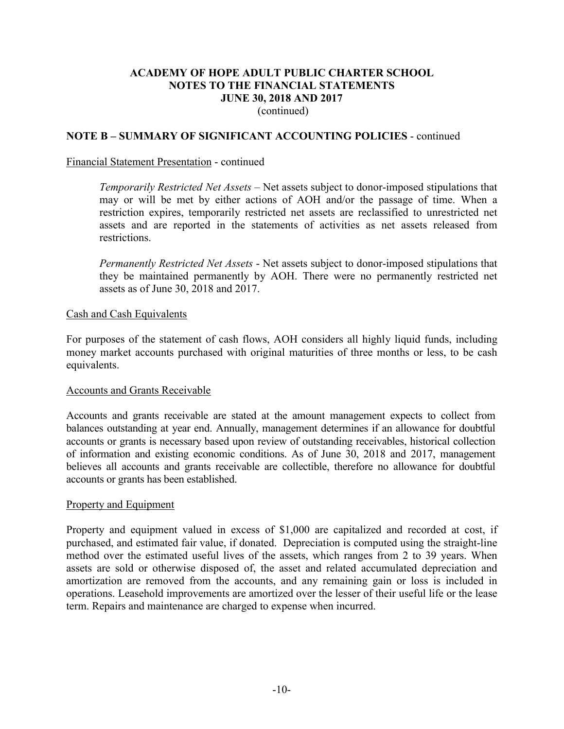# ACADEMY OF HOPE ADULT PUBLIC CHARTER SCHOOL
# NOTES TO THE FINANCIAL STATEMENTS
# JUNE 30, 2018 AND 2017
(continued)

## NOTE B – SUMMARY OF SIGNIFICANT ACCOUNTING POLICIES - continued

Financial Statement Presentation - continued

*Temporarily Restricted Net Assets* – Net assets subject to donor-imposed stipulations that may or will be met by either actions of AOH and/or the passage of time. When a restriction expires, temporarily restricted net assets are reclassified to unrestricted net assets and are reported in the statements of activities as net assets released from restrictions.

*Permanently Restricted Net Assets* - Net assets subject to donor-imposed stipulations that they be maintained permanently by AOH. There were no permanently restricted net assets as of June 30, 2018 and 2017.

Cash and Cash Equivalents

For purposes of the statement of cash flows, AOH considers all highly liquid funds, including money market accounts purchased with original maturities of three months or less, to be cash equivalents.

Accounts and Grants Receivable

Accounts and grants receivable are stated at the amount management expects to collect from balances outstanding at year end. Annually, management determines if an allowance for doubtful accounts or grants is necessary based upon review of outstanding receivables, historical collection of information and existing economic conditions. As of June 30, 2018 and 2017, management believes all accounts and grants receivable are collectible, therefore no allowance for doubtful accounts or grants has been established.

Property and Equipment

Property and equipment valued in excess of $1,000 are capitalized and recorded at cost, if purchased, and estimated fair value, if donated. Depreciation is computed using the straight-line method over the estimated useful lives of the assets, which ranges from 2 to 39 years. When assets are sold or otherwise disposed of, the asset and related accumulated depreciation and amortization are removed from the accounts, and any remaining gain or loss is included in operations. Leasehold improvements are amortized over the lesser of their useful life or the lease term. Repairs and maintenance are charged to expense when incurred.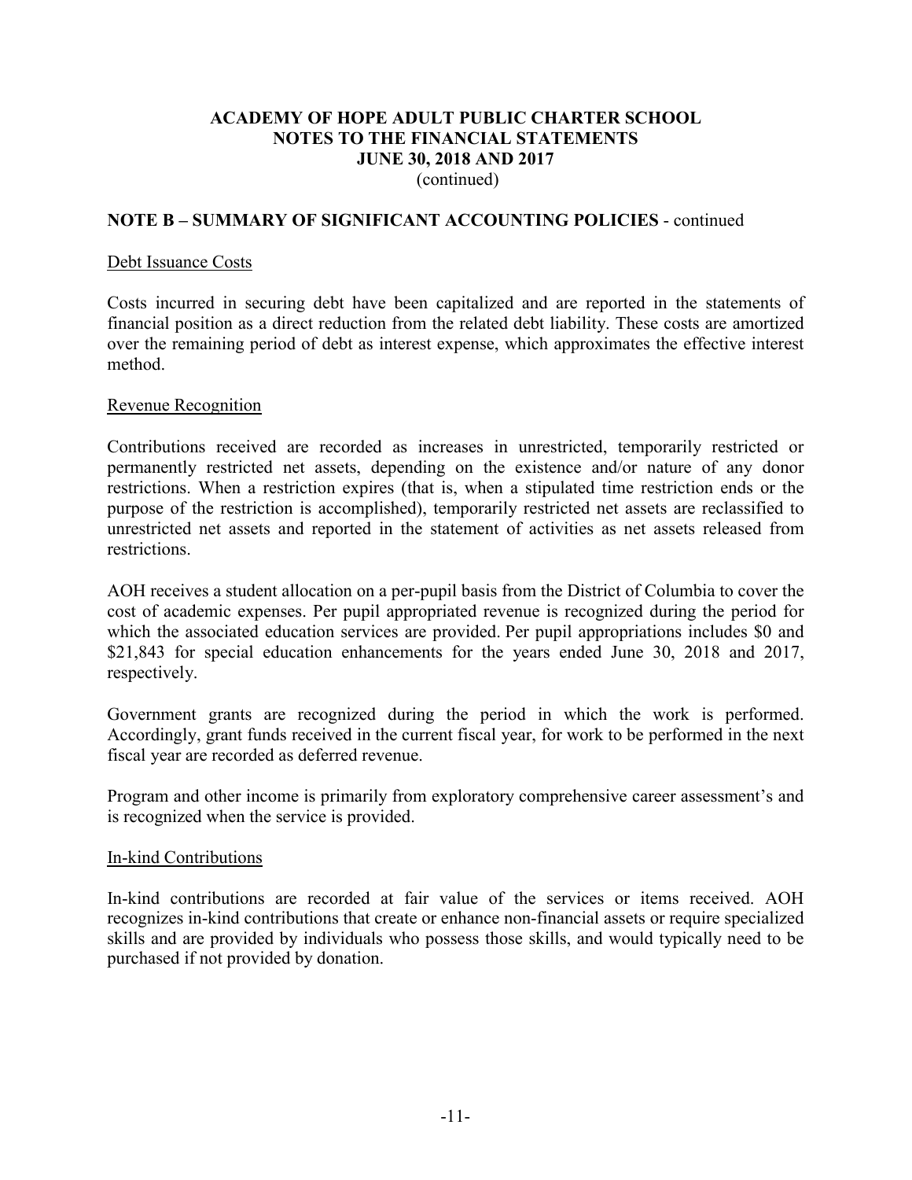# ACADEMY OF HOPE ADULT PUBLIC CHARTER SCHOOL
# NOTES TO THE FINANCIAL STATEMENTS
# JUNE 30, 2018 AND 2017
(continued)

## NOTE B – SUMMARY OF SIGNIFICANT ACCOUNTING POLICIES - continued

### Debt Issuance Costs

Costs incurred in securing debt have been capitalized and are reported in the statements of financial position as a direct reduction from the related debt liability. These costs are amortized over the remaining period of debt as interest expense, which approximates the effective interest method.

### Revenue Recognition

Contributions received are recorded as increases in unrestricted, temporarily restricted or permanently restricted net assets, depending on the existence and/or nature of any donor restrictions. When a restriction expires (that is, when a stipulated time restriction ends or the purpose of the restriction is accomplished), temporarily restricted net assets are reclassified to unrestricted net assets and reported in the statement of activities as net assets released from restrictions.

AOH receives a student allocation on a per-pupil basis from the District of Columbia to cover the cost of academic expenses. Per pupil appropriated revenue is recognized during the period for which the associated education services are provided. Per pupil appropriations includes $0 and $21,843 for special education enhancements for the years ended June 30, 2018 and 2017, respectively.

Government grants are recognized during the period in which the work is performed. Accordingly, grant funds received in the current fiscal year, for work to be performed in the next fiscal year are recorded as deferred revenue.

Program and other income is primarily from exploratory comprehensive career assessment's and is recognized when the service is provided.

### In-kind Contributions

In-kind contributions are recorded at fair value of the services or items received. AOH recognizes in-kind contributions that create or enhance non-financial assets or require specialized skills and are provided by individuals who possess those skills, and would typically need to be purchased if not provided by donation.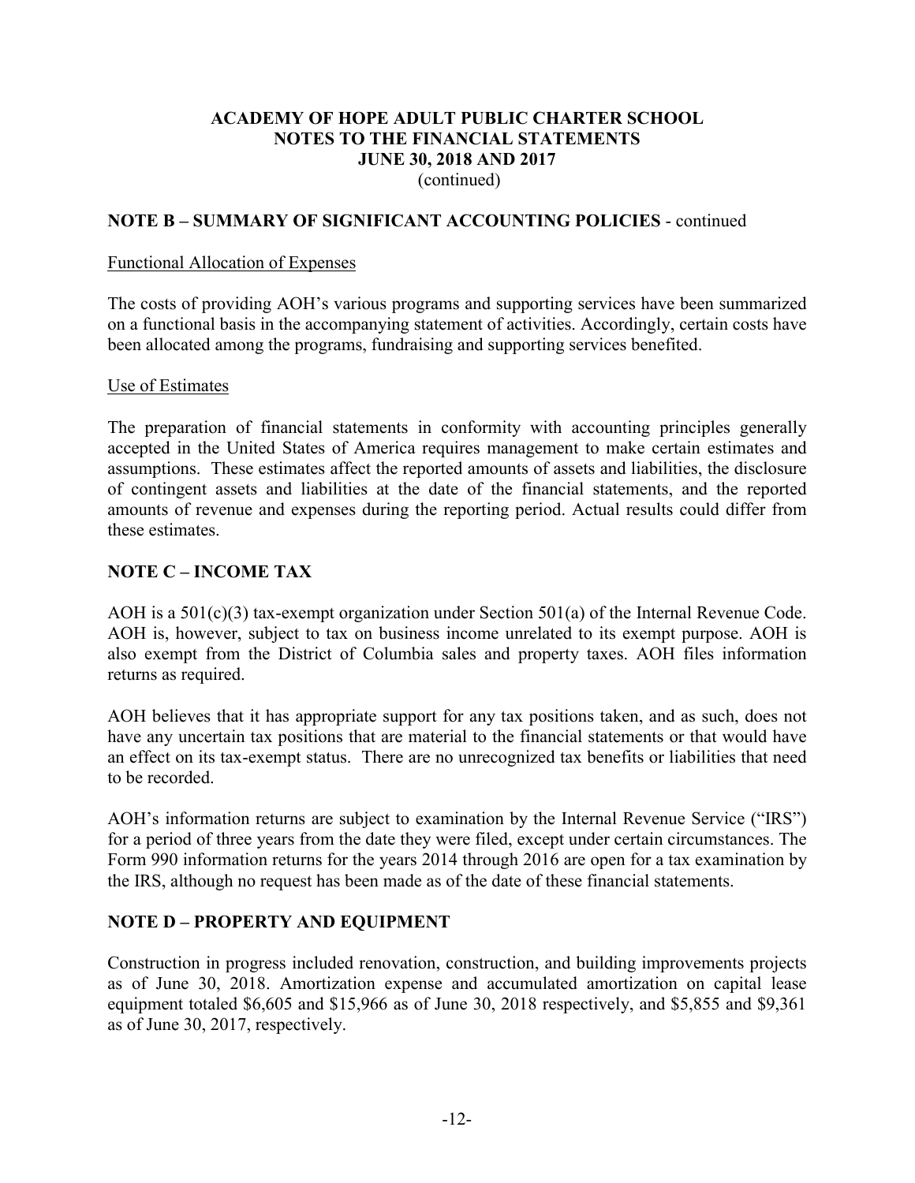**ACADEMY OF HOPE ADULT PUBLIC CHARTER SCHOOL**
**NOTES TO THE FINANCIAL STATEMENTS**
**JUNE 30, 2018 AND 2017**
(continued)

## NOTE B – SUMMARY OF SIGNIFICANT ACCOUNTING POLICIES - continued

Functional Allocation of Expenses

The costs of providing AOH's various programs and supporting services have been summarized on a functional basis in the accompanying statement of activities. Accordingly, certain costs have been allocated among the programs, fundraising and supporting services benefited.

Use of Estimates

The preparation of financial statements in conformity with accounting principles generally accepted in the United States of America requires management to make certain estimates and assumptions. These estimates affect the reported amounts of assets and liabilities, the disclosure of contingent assets and liabilities at the date of the financial statements, and the reported amounts of revenue and expenses during the reporting period. Actual results could differ from these estimates.

## NOTE C – INCOME TAX

AOH is a 501(c)(3) tax-exempt organization under Section 501(a) of the Internal Revenue Code. AOH is, however, subject to tax on business income unrelated to its exempt purpose. AOH is also exempt from the District of Columbia sales and property taxes. AOH files information returns as required.

AOH believes that it has appropriate support for any tax positions taken, and as such, does not have any uncertain tax positions that are material to the financial statements or that would have an effect on its tax-exempt status. There are no unrecognized tax benefits or liabilities that need to be recorded.

AOH's information returns are subject to examination by the Internal Revenue Service ("IRS") for a period of three years from the date they were filed, except under certain circumstances. The Form 990 information returns for the years 2014 through 2016 are open for a tax examination by the IRS, although no request has been made as of the date of these financial statements.

## NOTE D – PROPERTY AND EQUIPMENT

Construction in progress included renovation, construction, and building improvements projects as of June 30, 2018. Amortization expense and accumulated amortization on capital lease equipment totaled $6,605 and $15,966 as of June 30, 2018 respectively, and $5,855 and $9,361 as of June 30, 2017, respectively.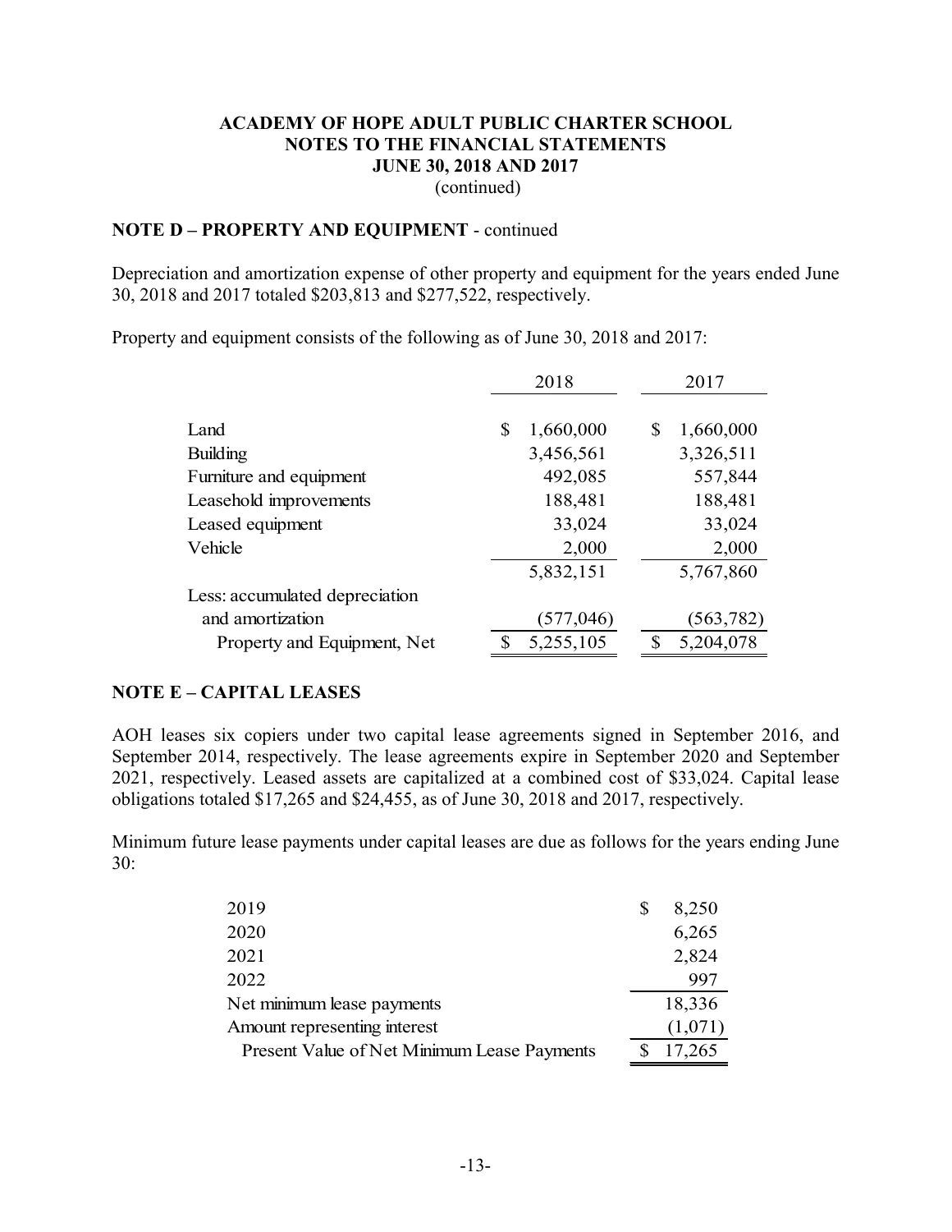# ACADEMY OF HOPE ADULT PUBLIC CHARTER SCHOOL
## NOTES TO THE FINANCIAL STATEMENTS
## JUNE 30, 2018 AND 2017
(continued)

**NOTE D – PROPERTY AND EQUIPMENT** - continued

Depreciation and amortization expense of other property and equipment for the years ended June 30, 2018 and 2017 totaled $203,813 and $277,522, respectively.

Property and equipment consists of the following as of June 30, 2018 and 2017:

| | 2018 | 2017 |
|---|---|---|
| Land | $ 1,660,000 | $ 1,660,000 |
| Building | 3,456,561 | 3,326,511 |
| Furniture and equipment | 492,085 | 557,844 |
| Leasehold improvements | 188,481 | 188,481 |
| Leased equipment | 33,024 | 33,024 |
| Vehicle | 2,000 | 2,000 |
| | 5,832,151 | 5,767,860 |
| Less: accumulated depreciation and amortization | (577,046) | (563,782) |
| Property and Equipment, Net | $ 5,255,105 | $ 5,204,078 |

**NOTE E – CAPITAL LEASES**

AOH leases six copiers under two capital lease agreements signed in September 2016, and September 2014, respectively. The lease agreements expire in September 2020 and September 2021, respectively. Leased assets are capitalized at a combined cost of $33,024. Capital lease obligations totaled $17,265 and $24,455, as of June 30, 2018 and 2017, respectively.

Minimum future lease payments under capital leases are due as follows for the years ending June 30:

| | |
|---|---|
| 2019 | $ 8,250 |
| 2020 | 6,265 |
| 2021 | 2,824 |
| 2022 | 997 |
| Net minimum lease payments | 18,336 |
| Amount representing interest | (1,071) |
| Present Value of Net Minimum Lease Payments | $ 17,265 |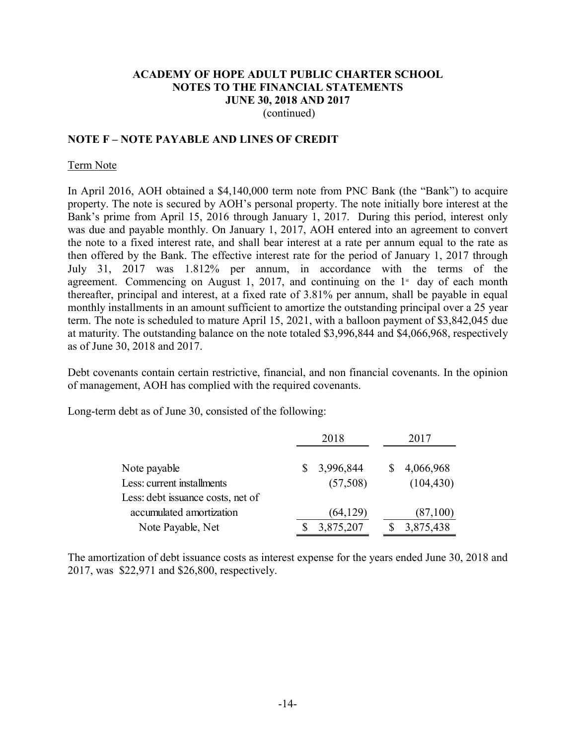**ACADEMY OF HOPE ADULT PUBLIC CHARTER SCHOOL**
**NOTES TO THE FINANCIAL STATEMENTS**
**JUNE 30, 2018 AND 2017**
(continued)

## NOTE F – NOTE PAYABLE AND LINES OF CREDIT

Term Note

In April 2016, AOH obtained a $4,140,000 term note from PNC Bank (the "Bank") to acquire property. The note is secured by AOH's personal property. The note initially bore interest at the Bank's prime from April 15, 2016 through January 1, 2017. During this period, interest only was due and payable monthly. On January 1, 2017, AOH entered into an agreement to convert the note to a fixed interest rate, and shall bear interest at a rate per annum equal to the rate as then offered by the Bank. The effective interest rate for the period of January 1, 2017 through July 31, 2017 was 1.812% per annum, in accordance with the terms of the agreement. Commencing on August 1, 2017, and continuing on the 1st day of each month thereafter, principal and interest, at a fixed rate of 3.81% per annum, shall be payable in equal monthly installments in an amount sufficient to amortize the outstanding principal over a 25 year term. The note is scheduled to mature April 15, 2021, with a balloon payment of $3,842,045 due at maturity. The outstanding balance on the note totaled $3,996,844 and $4,066,968, respectively as of June 30, 2018 and 2017.

Debt covenants contain certain restrictive, financial, and non financial covenants. In the opinion of management, AOH has complied with the required covenants.

Long-term debt as of June 30, consisted of the following:

| | 2018 | 2017 |
|---|---|---|
| Note payable | $ 3,996,844 | $ 4,066,968 |
| Less: current installments | (57,508) | (104,430) |
| Less: debt issuance costs, net of accumulated amortization | (64,129) | (87,100) |
| Note Payable, Net | $ 3,875,207 | $ 3,875,438 |

The amortization of debt issuance costs as interest expense for the years ended June 30, 2018 and 2017, was $22,971 and $26,800, respectively.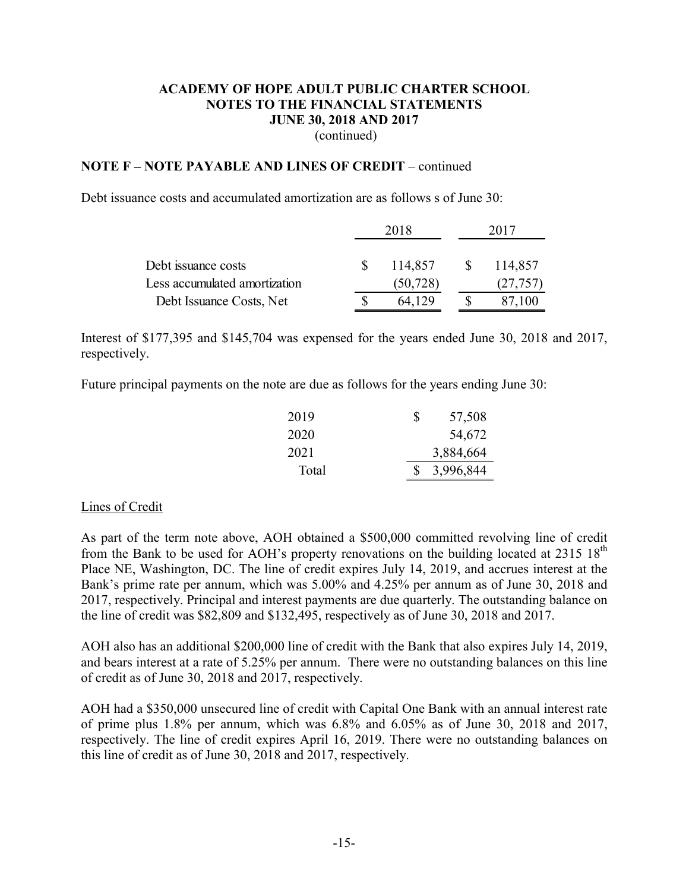**ACADEMY OF HOPE ADULT PUBLIC CHARTER SCHOOL**
**NOTES TO THE FINANCIAL STATEMENTS**
**JUNE 30, 2018 AND 2017**
(continued)

**NOTE F – NOTE PAYABLE AND LINES OF CREDIT** – continued

Debt issuance costs and accumulated amortization are as follows s of June 30:

| | 2018 | 2017 |
|---|---|---|
| Debt issuance costs | $ 114,857 | $ 114,857 |
| Less accumulated amortization | (50,728) | (27,757) |
| Debt Issuance Costs, Net | $ 64,129 | $ 87,100 |

Interest of $177,395 and $145,704 was expensed for the years ended June 30, 2018 and 2017, respectively.

Future principal payments on the note are due as follows for the years ending June 30:

| | |
|---|---|
| 2019 | $ 57,508 |
| 2020 | 54,672 |
| 2021 | 3,884,664 |
| Total | $ 3,996,844 |

Lines of Credit

As part of the term note above, AOH obtained a $500,000 committed revolving line of credit from the Bank to be used for AOH's property renovations on the building located at 2315 18th Place NE, Washington, DC. The line of credit expires July 14, 2019, and accrues interest at the Bank's prime rate per annum, which was 5.00% and 4.25% per annum as of June 30, 2018 and 2017, respectively. Principal and interest payments are due quarterly. The outstanding balance on the line of credit was $82,809 and $132,495, respectively as of June 30, 2018 and 2017.

AOH also has an additional $200,000 line of credit with the Bank that also expires July 14, 2019, and bears interest at a rate of 5.25% per annum. There were no outstanding balances on this line of credit as of June 30, 2018 and 2017, respectively.

AOH had a $350,000 unsecured line of credit with Capital One Bank with an annual interest rate of prime plus 1.8% per annum, which was 6.8% and 6.05% as of June 30, 2018 and 2017, respectively. The line of credit expires April 16, 2019. There were no outstanding balances on this line of credit as of June 30, 2018 and 2017, respectively.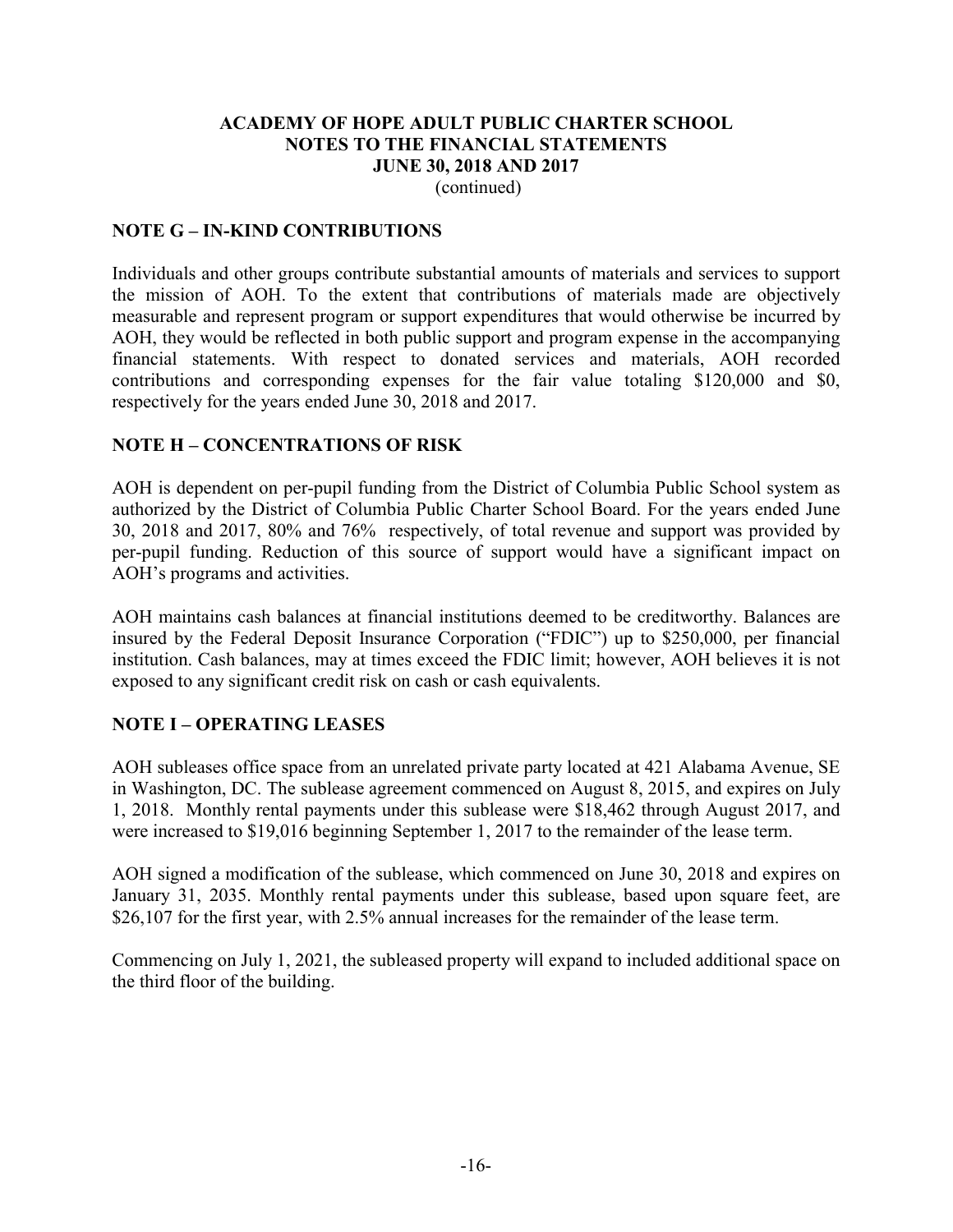# ACADEMY OF HOPE ADULT PUBLIC CHARTER SCHOOL
## NOTES TO THE FINANCIAL STATEMENTS
## JUNE 30, 2018 AND 2017
(continued)

### NOTE G – IN-KIND CONTRIBUTIONS

Individuals and other groups contribute substantial amounts of materials and services to support the mission of AOH. To the extent that contributions of materials made are objectively measurable and represent program or support expenditures that would otherwise be incurred by AOH, they would be reflected in both public support and program expense in the accompanying financial statements. With respect to donated services and materials, AOH recorded contributions and corresponding expenses for the fair value totaling \$120,000 and \$0, respectively for the years ended June 30, 2018 and 2017.

### NOTE H – CONCENTRATIONS OF RISK

AOH is dependent on per-pupil funding from the District of Columbia Public School system as authorized by the District of Columbia Public Charter School Board. For the years ended June 30, 2018 and 2017, 80% and 76% respectively, of total revenue and support was provided by per-pupil funding. Reduction of this source of support would have a significant impact on AOH's programs and activities.

AOH maintains cash balances at financial institutions deemed to be creditworthy. Balances are insured by the Federal Deposit Insurance Corporation ("FDIC") up to \$250,000, per financial institution. Cash balances, may at times exceed the FDIC limit; however, AOH believes it is not exposed to any significant credit risk on cash or cash equivalents.

### NOTE I – OPERATING LEASES

AOH subleases office space from an unrelated private party located at 421 Alabama Avenue, SE in Washington, DC. The sublease agreement commenced on August 8, 2015, and expires on July 1, 2018. Monthly rental payments under this sublease were \$18,462 through August 2017, and were increased to \$19,016 beginning September 1, 2017 to the remainder of the lease term.

AOH signed a modification of the sublease, which commenced on June 30, 2018 and expires on January 31, 2035. Monthly rental payments under this sublease, based upon square feet, are \$26,107 for the first year, with 2.5% annual increases for the remainder of the lease term.

Commencing on July 1, 2021, the subleased property will expand to included additional space on the third floor of the building.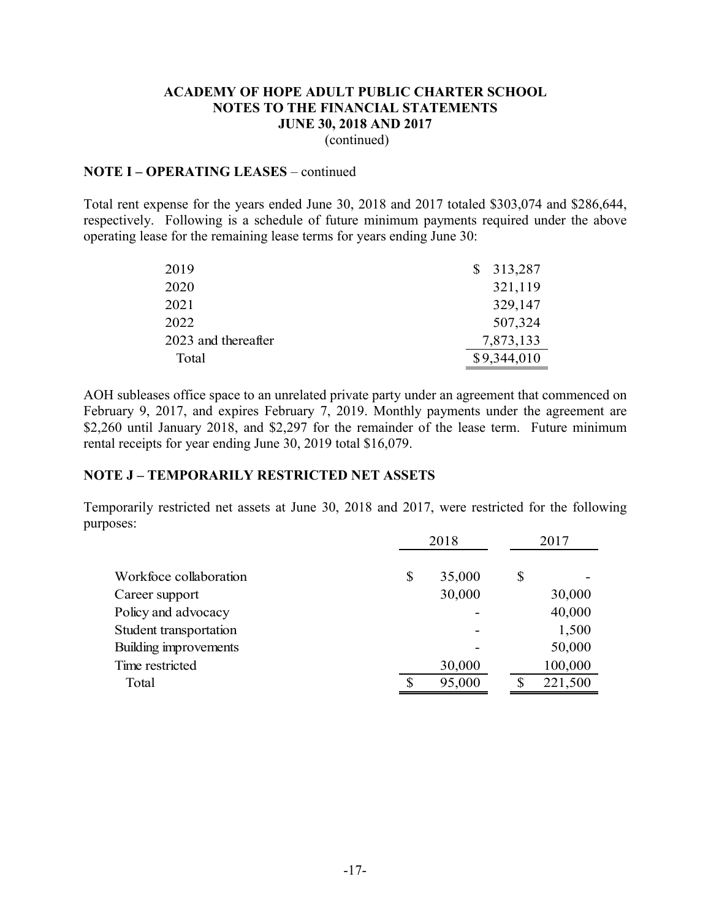**ACADEMY OF HOPE ADULT PUBLIC CHARTER SCHOOL**
**NOTES TO THE FINANCIAL STATEMENTS**
**JUNE 30, 2018 AND 2017**
(continued)

**NOTE I – OPERATING LEASES** – continued

Total rent expense for the years ended June 30, 2018 and 2017 totaled $303,074 and $286,644, respectively. Following is a schedule of future minimum payments required under the above operating lease for the remaining lease terms for years ending June 30:

| | |
|---|---|
| 2019 | $ 313,287 |
| 2020 | 321,119 |
| 2021 | 329,147 |
| 2022 | 507,324 |
| 2023 and thereafter | 7,873,133 |
| Total | $9,344,010 |

AOH subleases office space to an unrelated private party under an agreement that commenced on February 9, 2017, and expires February 7, 2019. Monthly payments under the agreement are $2,260 until January 2018, and $2,297 for the remainder of the lease term. Future minimum rental receipts for year ending June 30, 2019 total $16,079.

**NOTE J – TEMPORARILY RESTRICTED NET ASSETS**

Temporarily restricted net assets at June 30, 2018 and 2017, were restricted for the following purposes:

| | 2018 | 2017 |
|---|---|---|
| Workfoce collaboration | $ 35,000 | $ - |
| Career support | 30,000 | 30,000 |
| Policy and advocacy | - | 40,000 |
| Student transportation | - | 1,500 |
| Building improvements | - | 50,000 |
| Time restricted | 30,000 | 100,000 |
| Total | $ 95,000 | $ 221,500 |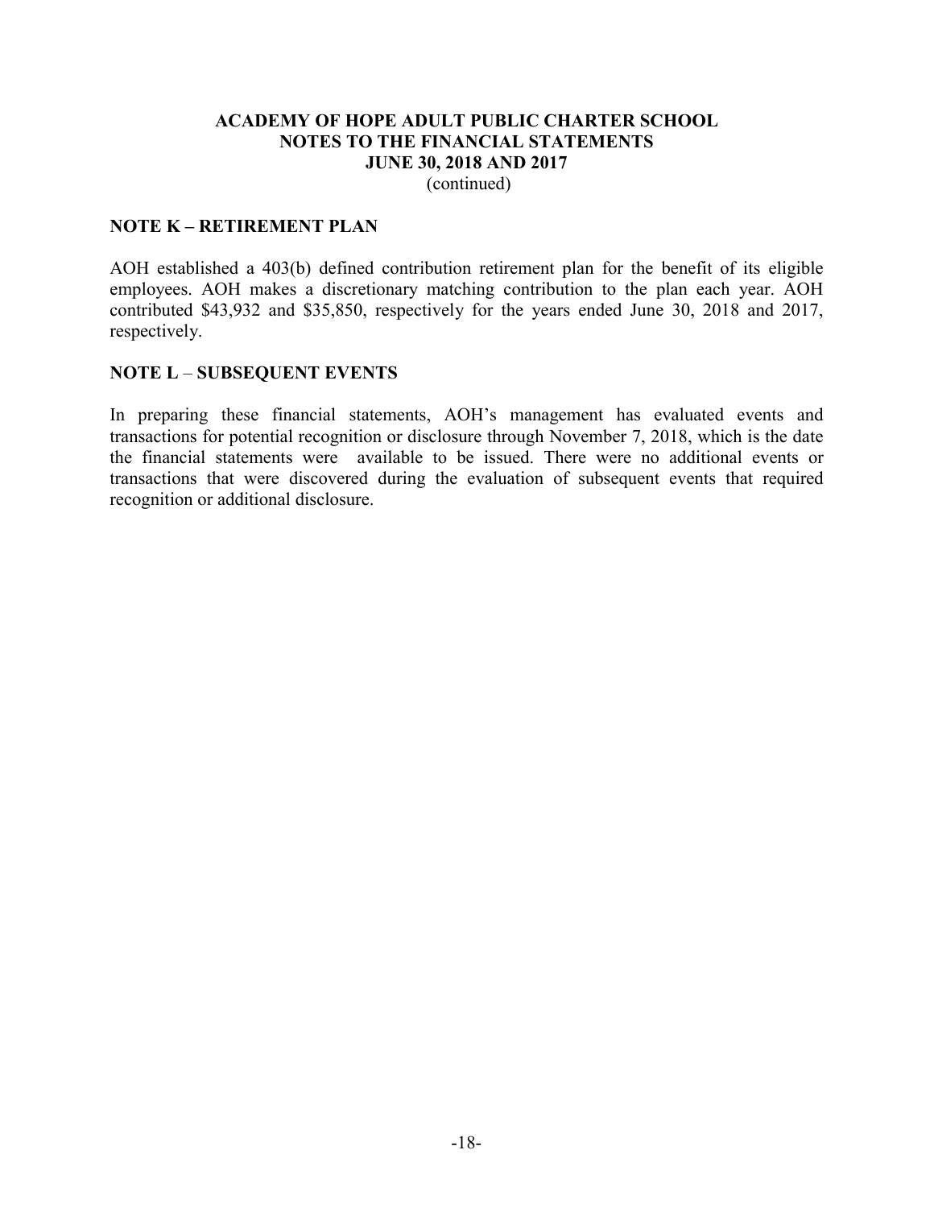# ACADEMY OF HOPE ADULT PUBLIC CHARTER SCHOOL
# NOTES TO THE FINANCIAL STATEMENTS
# JUNE 30, 2018 AND 2017
(continued)

## NOTE K – RETIREMENT PLAN

AOH established a 403(b) defined contribution retirement plan for the benefit of its eligible employees. AOH makes a discretionary matching contribution to the plan each year. AOH contributed $43,932 and $35,850, respectively for the years ended June 30, 2018 and 2017, respectively.

## NOTE L – SUBSEQUENT EVENTS

In preparing these financial statements, AOH's management has evaluated events and transactions for potential recognition or disclosure through November 7, 2018, which is the date the financial statements were available to be issued. There were no additional events or transactions that were discovered during the evaluation of subsequent events that required recognition or additional disclosure.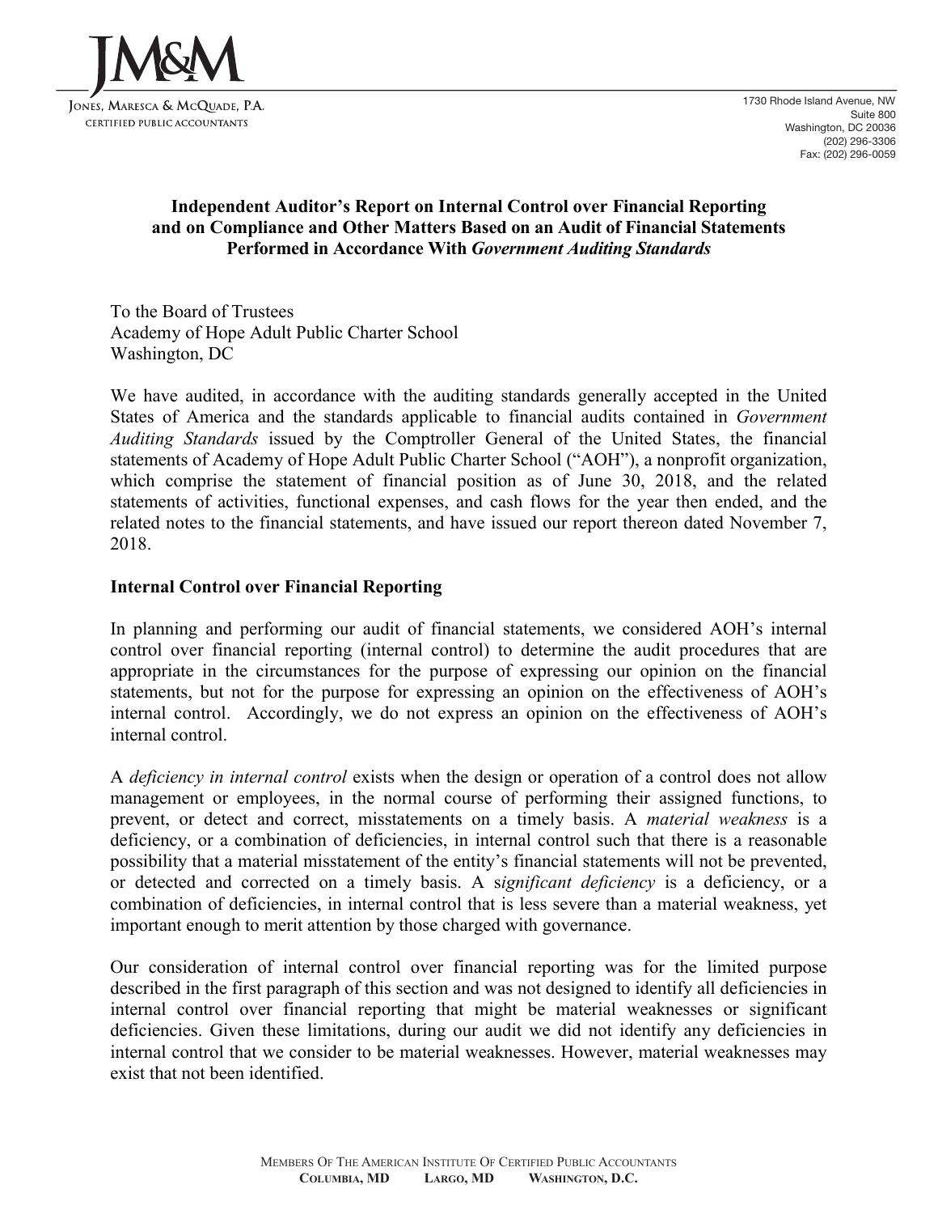JM&M

JONES, MARESCA & MCQUADE, P.A.
CERTIFIED PUBLIC ACCOUNTANTS

1730 Rhode Island Avenue, NW
Suite 800
Washington, DC 20036
(202) 296-3306
Fax: (202) 296-0059

**Independent Auditor's Report on Internal Control over Financial Reporting and on Compliance and Other Matters Based on an Audit of Financial Statements Performed in Accordance With *Government Auditing Standards***

To the Board of Trustees
Academy of Hope Adult Public Charter School
Washington, DC

We have audited, in accordance with the auditing standards generally accepted in the United States of America and the standards applicable to financial audits contained in *Government Auditing Standards* issued by the Comptroller General of the United States, the financial statements of Academy of Hope Adult Public Charter School ("AOH"), a nonprofit organization, which comprise the statement of financial position as of June 30, 2018, and the related statements of activities, functional expenses, and cash flows for the year then ended, and the related notes to the financial statements, and have issued our report thereon dated November 7, 2018.

**Internal Control over Financial Reporting**

In planning and performing our audit of financial statements, we considered AOH's internal control over financial reporting (internal control) to determine the audit procedures that are appropriate in the circumstances for the purpose of expressing our opinion on the financial statements, but not for the purpose for expressing an opinion on the effectiveness of AOH's internal control. Accordingly, we do not express an opinion on the effectiveness of AOH's internal control.

A *deficiency in internal control* exists when the design or operation of a control does not allow management or employees, in the normal course of performing their assigned functions, to prevent, or detect and correct, misstatements on a timely basis. A *material weakness* is a deficiency, or a combination of deficiencies, in internal control such that there is a reasonable possibility that a material misstatement of the entity's financial statements will not be prevented, or detected and corrected on a timely basis. A s*ignificant deficiency* is a deficiency, or a combination of deficiencies, in internal control that is less severe than a material weakness, yet important enough to merit attention by those charged with governance.

Our consideration of internal control over financial reporting was for the limited purpose described in the first paragraph of this section and was not designed to identify all deficiencies in internal control over financial reporting that might be material weaknesses or significant deficiencies. Given these limitations, during our audit we did not identify any deficiencies in internal control that we consider to be material weaknesses. However, material weaknesses may exist that not been identified.

MEMBERS OF THE AMERICAN INSTITUTE OF CERTIFIED PUBLIC ACCOUNTANTS
**COLUMBIA, MD LARGO, MD WASHINGTON, D.C.**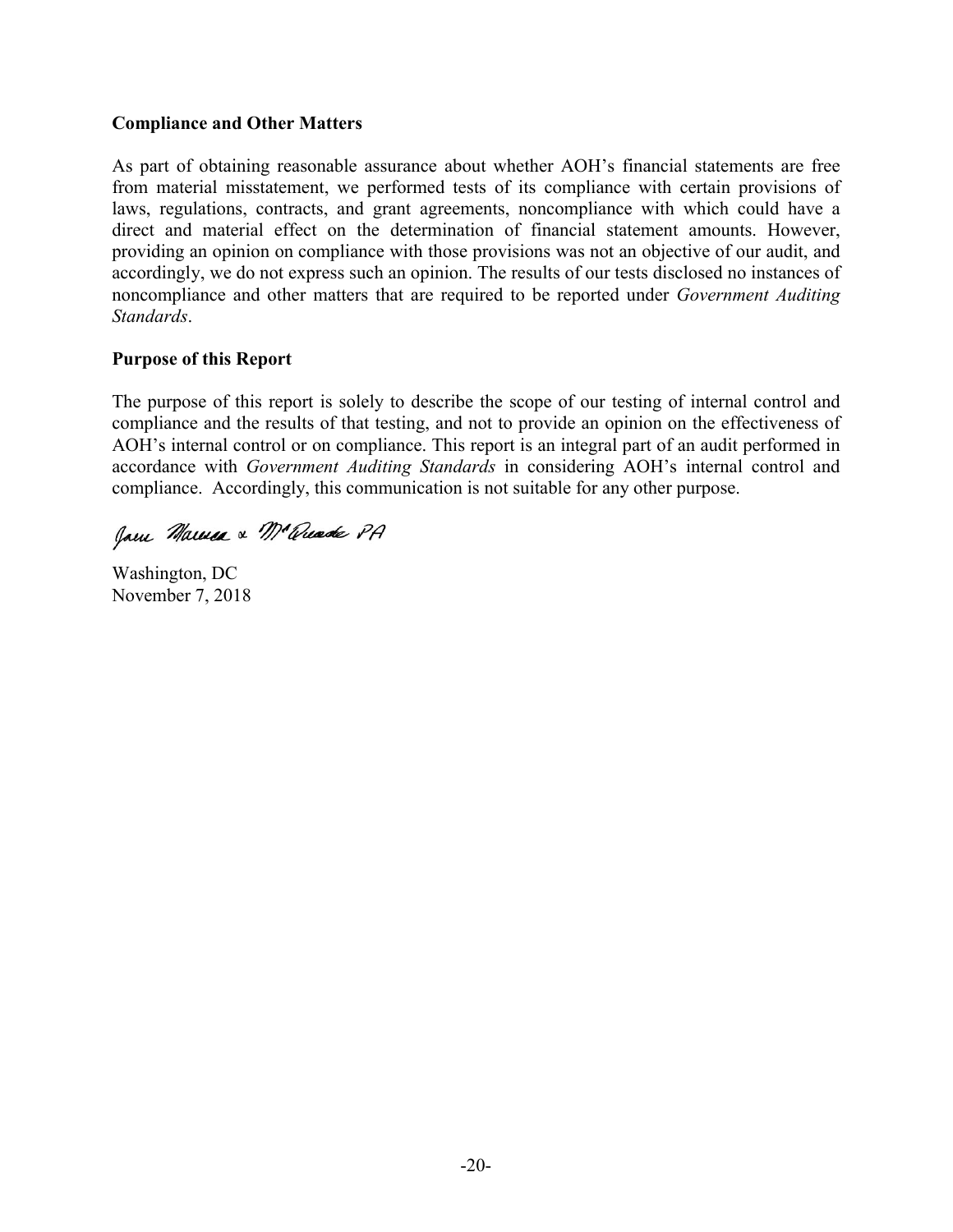**Compliance and Other Matters**

As part of obtaining reasonable assurance about whether AOH's financial statements are free from material misstatement, we performed tests of its compliance with certain provisions of laws, regulations, contracts, and grant agreements, noncompliance with which could have a direct and material effect on the determination of financial statement amounts. However, providing an opinion on compliance with those provisions was not an objective of our audit, and accordingly, we do not express such an opinion. The results of our tests disclosed no instances of noncompliance and other matters that are required to be reported under *Government Auditing Standards*.

**Purpose of this Report**

The purpose of this report is solely to describe the scope of our testing of internal control and compliance and the results of that testing, and not to provide an opinion on the effectiveness of AOH's internal control or on compliance. This report is an integral part of an audit performed in accordance with *Government Auditing Standards* in considering AOH's internal control and compliance. Accordingly, this communication is not suitable for any other purpose.

Jones Marcus & McQuade PA

Washington, DC
November 7, 2018